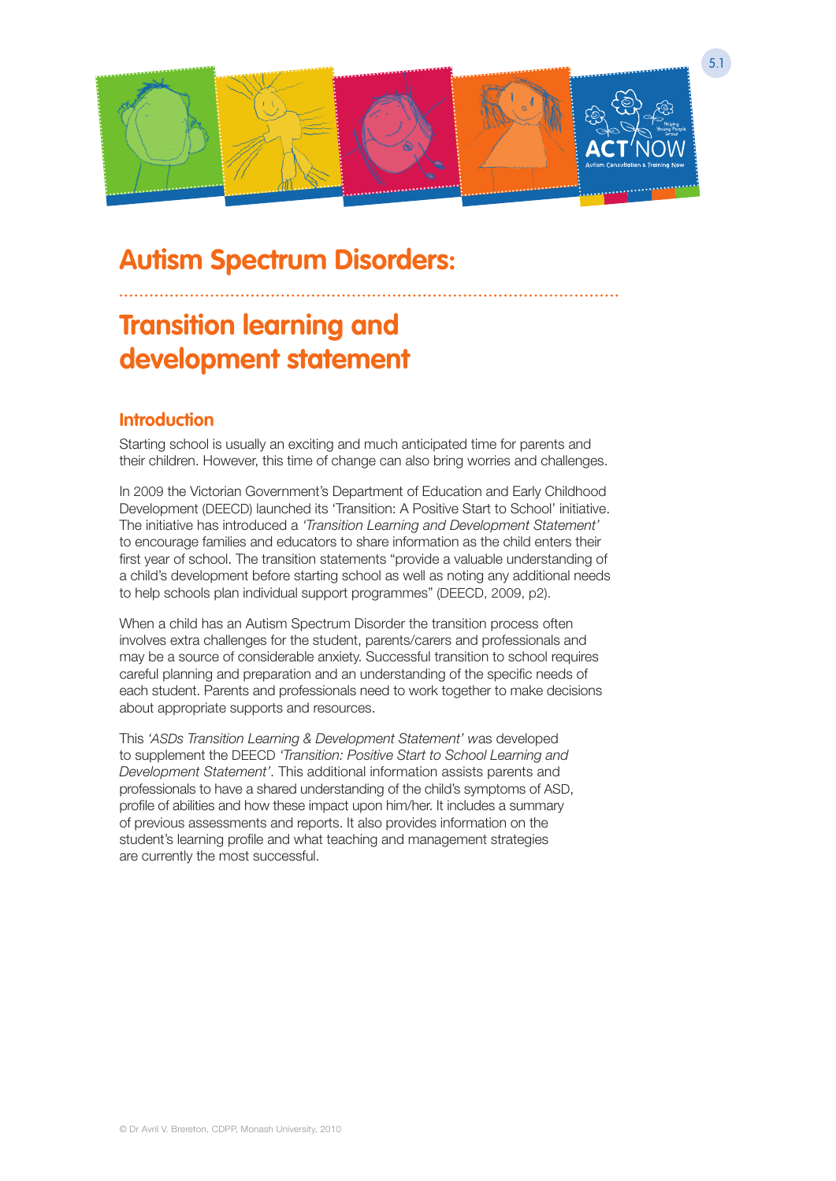# Autism Spectrum Disorders:

# Transition learning and development statement

## Introduction

Starting school is usually an exciting and much anticipated time for parents and their children. However, this time of change can also bring worries and challenges.

In 2009 the Victorian Government's Department of Education and Early Childhood Development (DEECD) launched its 'Transition: A Positive Start to School' initiative. The initiative has introduced a *'Transition Learning and Development Statement'* to encourage families and educators to share information as the child enters their first year of school. The transition statements "provide a valuable understanding of a child's development before starting school as well as noting any additional needs to help schools plan individual support programmes" (DEECD, 2009, p2).

When a child has an Autism Spectrum Disorder the transition process often involves extra challenges for the student, parents/carers and professionals and may be a source of considerable anxiety. Successful transition to school requires careful planning and preparation and an understanding of the specific needs of each student. Parents and professionals need to work together to make decisions about appropriate supports and resources.

This *'ASDs Transition Learning & Development Statement'* was developed to supplement the DEECD *'Transition: Positive Start to School Learning and Development Statement'*. This additional information assists parents and professionals to have a shared understanding of the child's symptoms of ASD, profile of abilities and how these impact upon him/her. It includes a summary of previous assessments and reports. It also provides information on the student's learning profile and what teaching and management strategies are currently the most successful.

© Dr Avril V. Brereton, CDPP, Monash University, 2010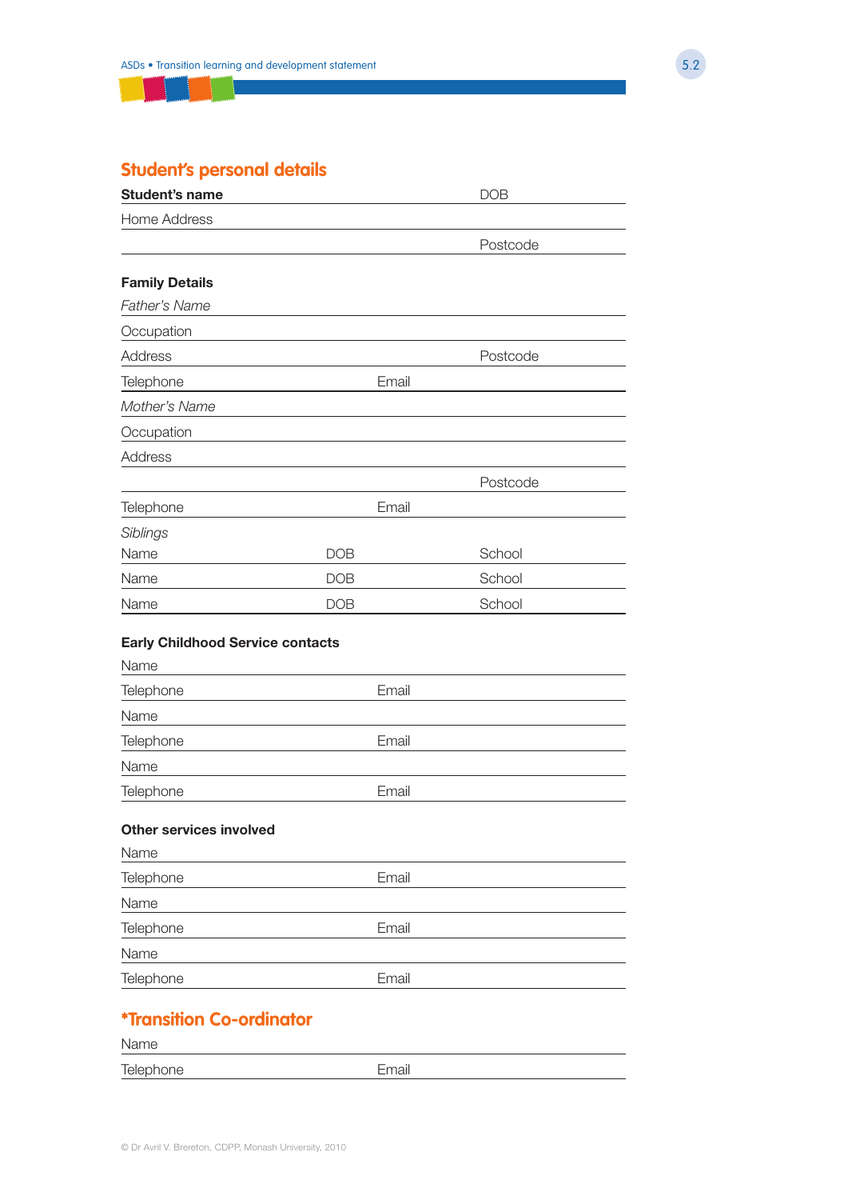## Student's personal details

**Student's name** DOB

Home Address

Postcode

**Family Details**

*Father's Name*

Occupation

Address Postcode

Telephone Email

*Mother's Name*

Occupation

Address

Postcode

Telephone Email

*Siblings*

| Name | DOB | School |
|---|---|---|
| Name | DOB | School |
| Name | DOB | School |
| Name | DOB | School |

**Early Childhood Service contacts**

Name

Telephone Email

Name

Telephone Email

Name

Telephone Email

**Other services involved**

Name

Telephone Email

Name

Telephone Email

Name

Telephone Email

## *Transition Co-ordinator

Name

Telephone Email

© Dr Avril V. Brereton, CDPP, Monash University, 2010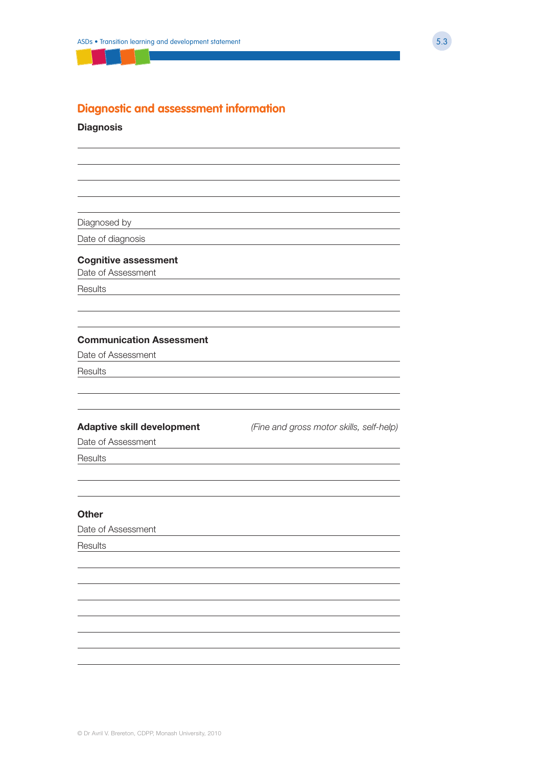## Diagnostic and assesssment information

**Diagnosis**

Diagnosed by

Date of diagnosis

**Cognitive assessment**

Date of Assessment

Results

**Communication Assessment**

Date of Assessment

Results

**Adaptive skill development** *(Fine and gross motor skills, self-help)*

Date of Assessment

Results

**Other**

Date of Assessment

Results

© Dr Avril V. Brereton, CDPP, Monash University, 2010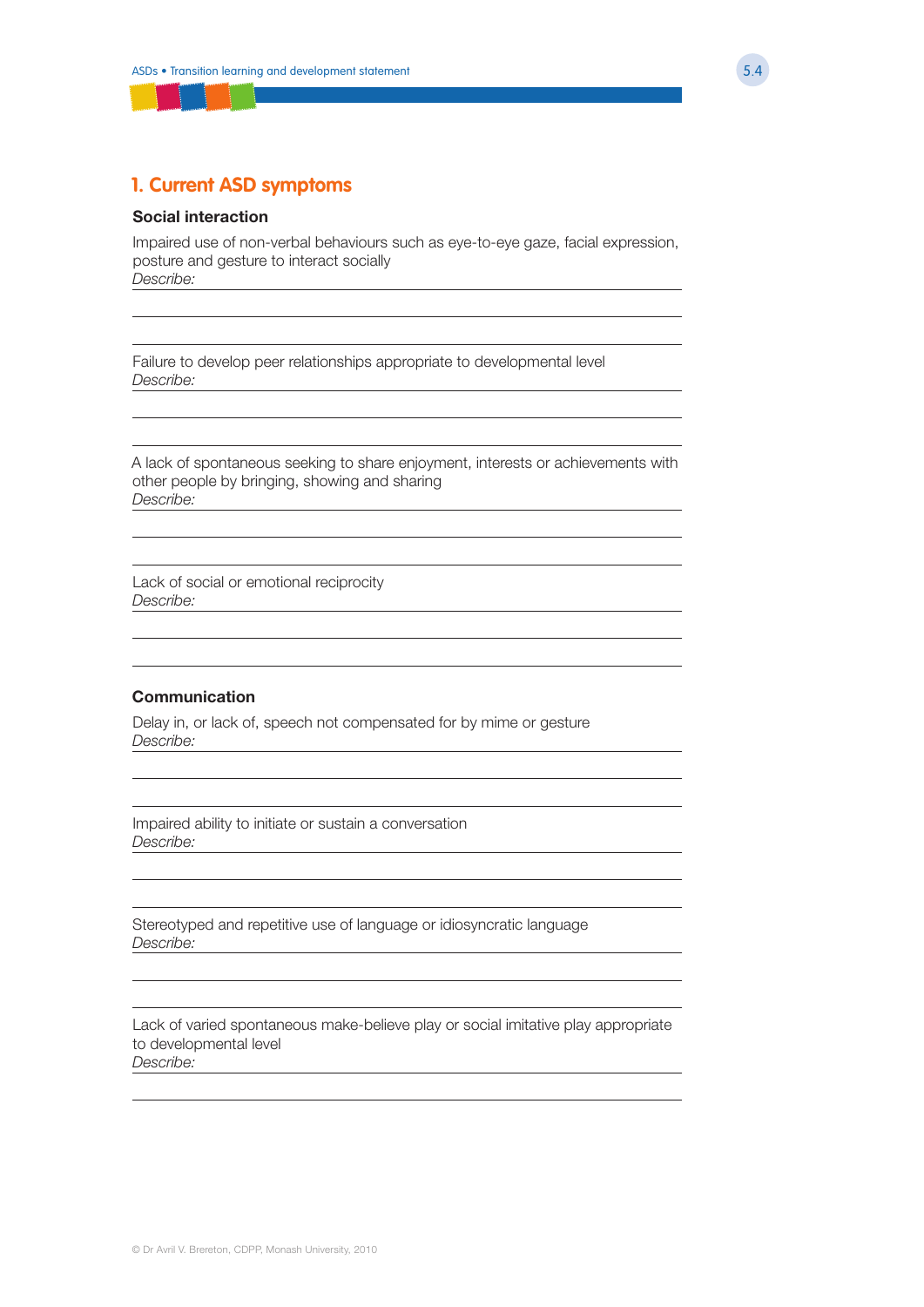## 1. Current ASD symptoms

### Social interaction

Impaired use of non-verbal behaviours such as eye-to-eye gaze, facial expression, posture and gesture to interact socially
*Describe:*

Failure to develop peer relationships appropriate to developmental level
*Describe:*

A lack of spontaneous seeking to share enjoyment, interests or achievements with other people by bringing, showing and sharing
*Describe:*

Lack of social or emotional reciprocity
*Describe:*

### Communication

Delay in, or lack of, speech not compensated for by mime or gesture
*Describe:*

Impaired ability to initiate or sustain a conversation
*Describe:*

Stereotyped and repetitive use of language or idiosyncratic language
*Describe:*

Lack of varied spontaneous make-believe play or social imitative play appropriate to developmental level
*Describe:*

© Dr Avril V. Brereton, CDPP, Monash University, 2010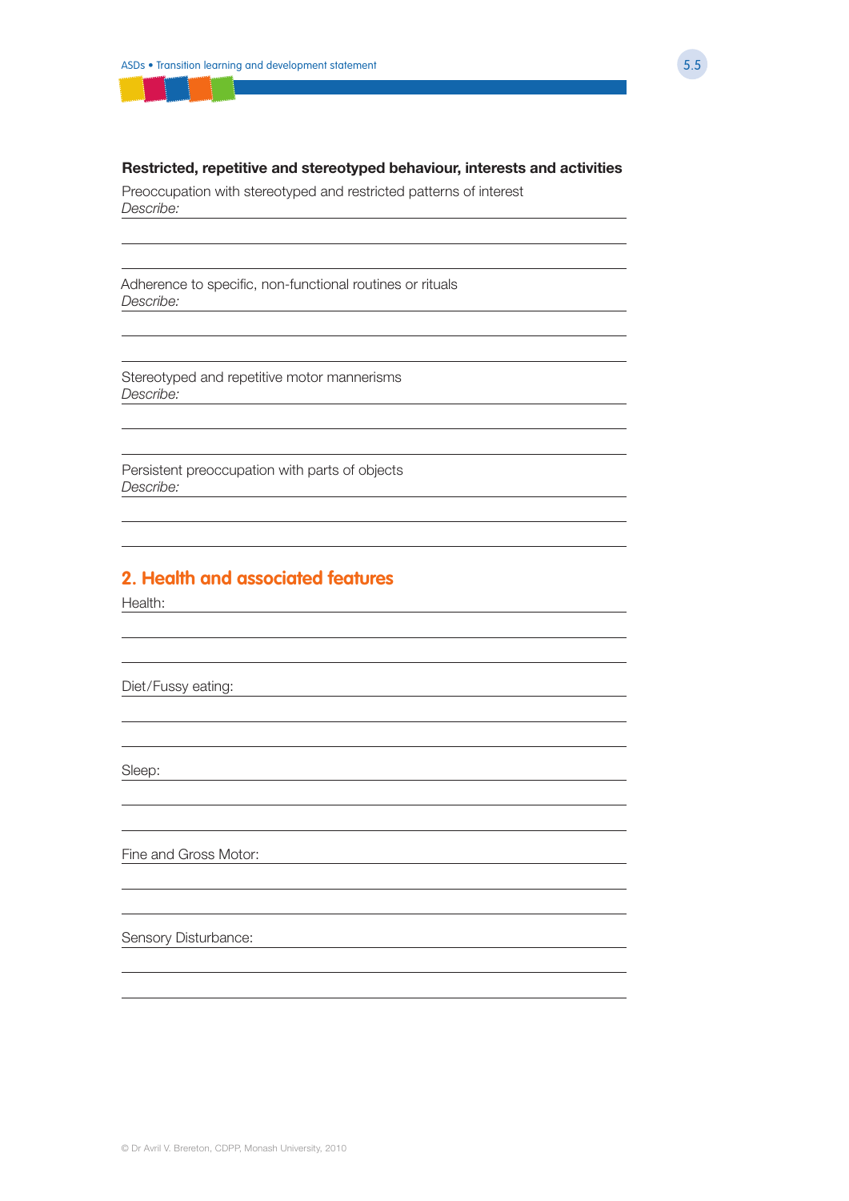**Restricted, repetitive and stereotyped behaviour, interests and activities**

Preoccupation with stereotyped and restricted patterns of interest
*Describe:*

Adherence to specific, non-functional routines or rituals
*Describe:*

Stereotyped and repetitive motor mannerisms
*Describe:*

Persistent preoccupation with parts of objects
*Describe:*

## 2. Health and associated features

Health:

Diet/Fussy eating:

Sleep:

Fine and Gross Motor:

Sensory Disturbance:

© Dr Avril V. Brereton, CDPP, Monash University, 2010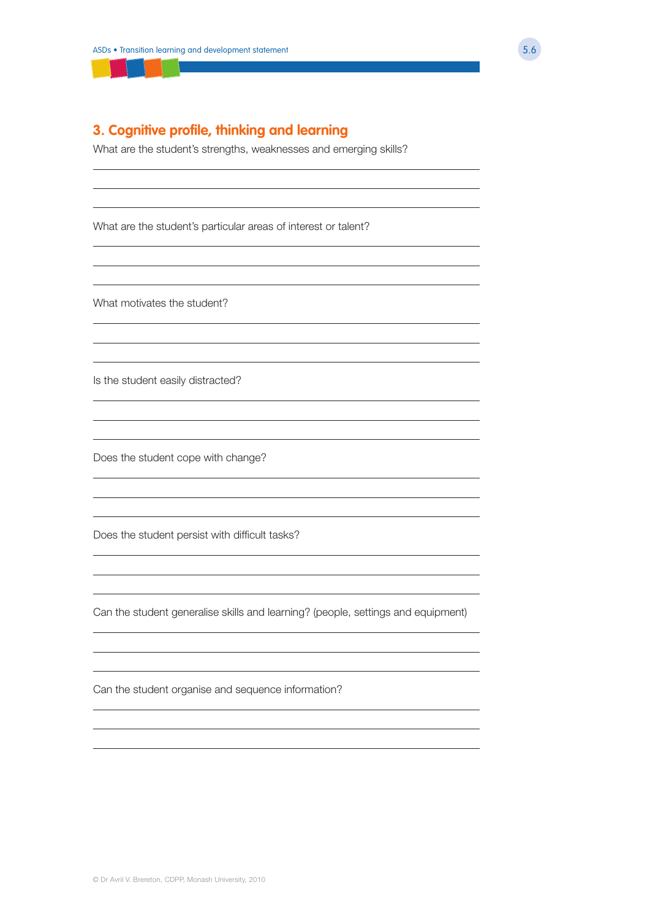## 3. Cognitive profile, thinking and learning

What are the student's strengths, weaknesses and emerging skills?

What are the student's particular areas of interest or talent?

What motivates the student?

Is the student easily distracted?

Does the student cope with change?

Does the student persist with difficult tasks?

Can the student generalise skills and learning? (people, settings and equipment)

Can the student organise and sequence information?

© Dr Avril V. Brereton, CDPP, Monash University, 2010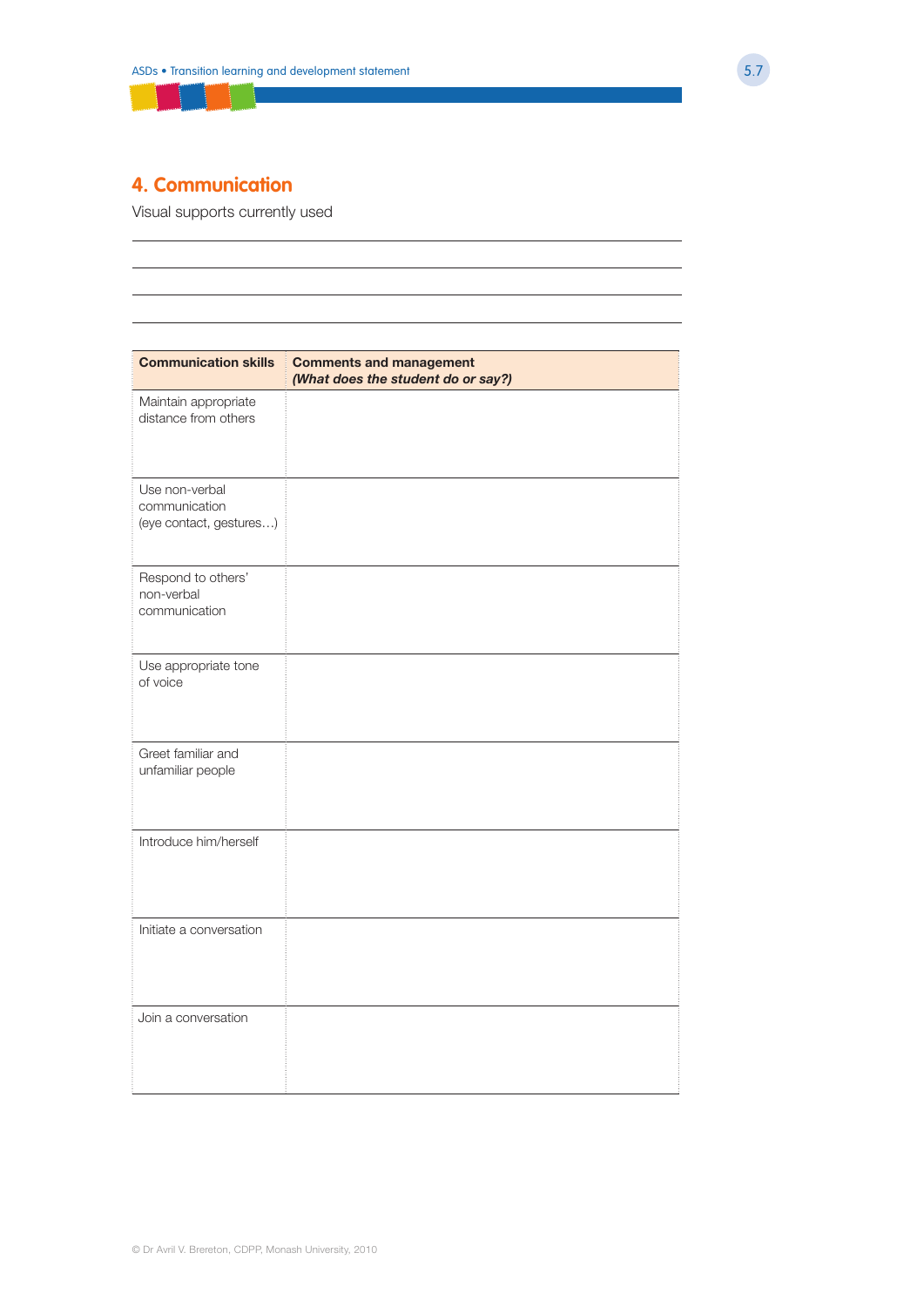## 4. Communication

Visual supports currently used

| Communication skills | Comments and management *(What does the student do or say?)* |
|---|---|
| Maintain appropriate distance from others | |
| Use non-verbal communication (eye contact, gestures…) | |
| Respond to others' non-verbal communication | |
| Use appropriate tone of voice | |
| Greet familiar and unfamiliar people | |
| Introduce him/herself | |
| Initiate a conversation | |
| Join a conversation | |

© Dr Avril V. Brereton, CDPP, Monash University, 2010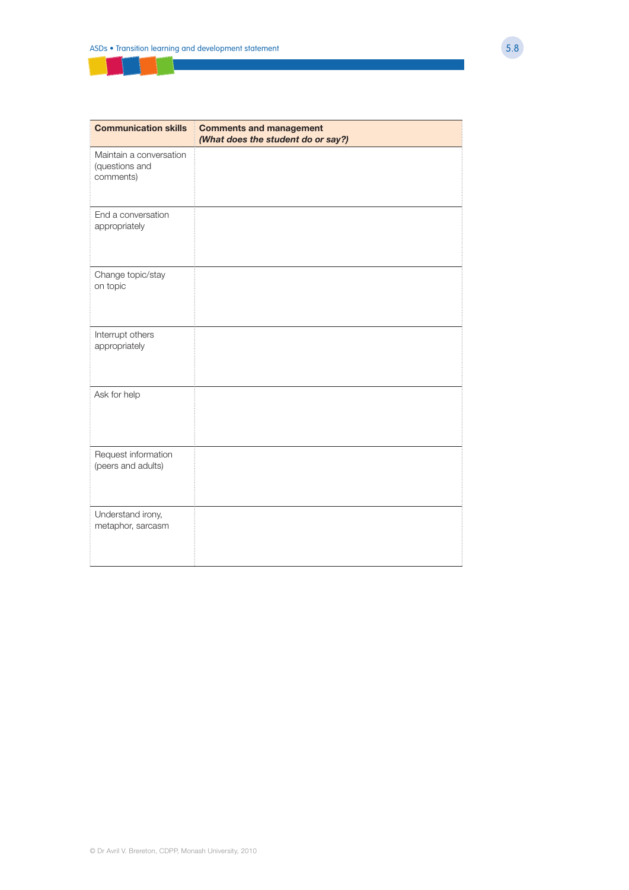| Communication skills | Comments and management<br>*(What does the student do or say?)* |
|---|---|
| Maintain a conversation (questions and comments) | |
| End a conversation appropriately | |
| Change topic/stay on topic | |
| Interrupt others appropriately | |
| Ask for help | |
| Request information (peers and adults) | |
| Understand irony, metaphor, sarcasm | |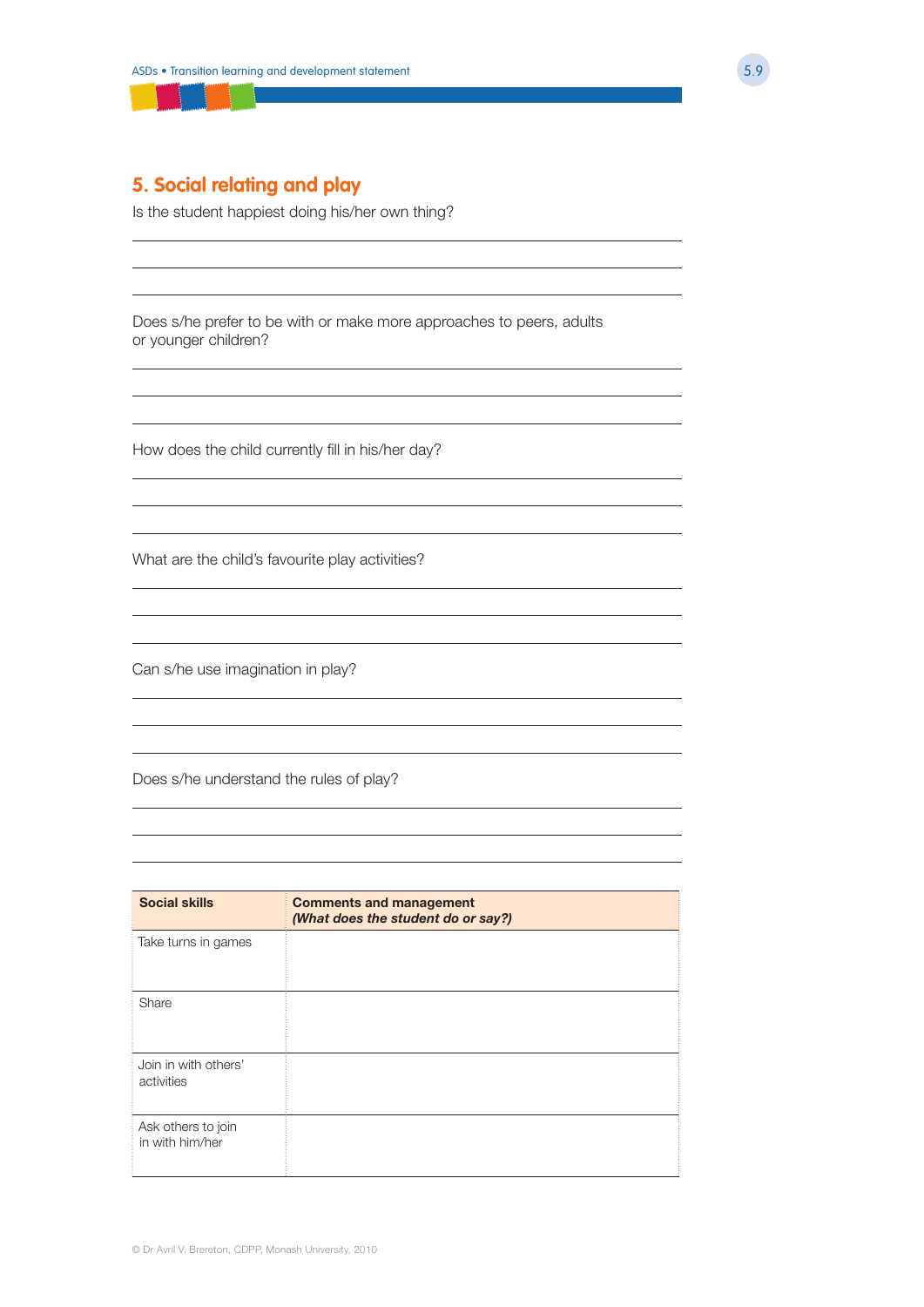## 5. Social relating and play

Is the student happiest doing his/her own thing?

Does s/he prefer to be with or make more approaches to peers, adults or younger children?

How does the child currently fill in his/her day?

What are the child's favourite play activities?

Can s/he use imagination in play?

Does s/he understand the rules of play?

| **Social skills** | **Comments and management** *(What does the student do or say?)* |
|---|---|
| Take turns in games | |
| Share | |
| Join in with others' activities | |
| Ask others to join in with him/her | |

© Dr Avril V. Brereton, CDPP, Monash University, 2010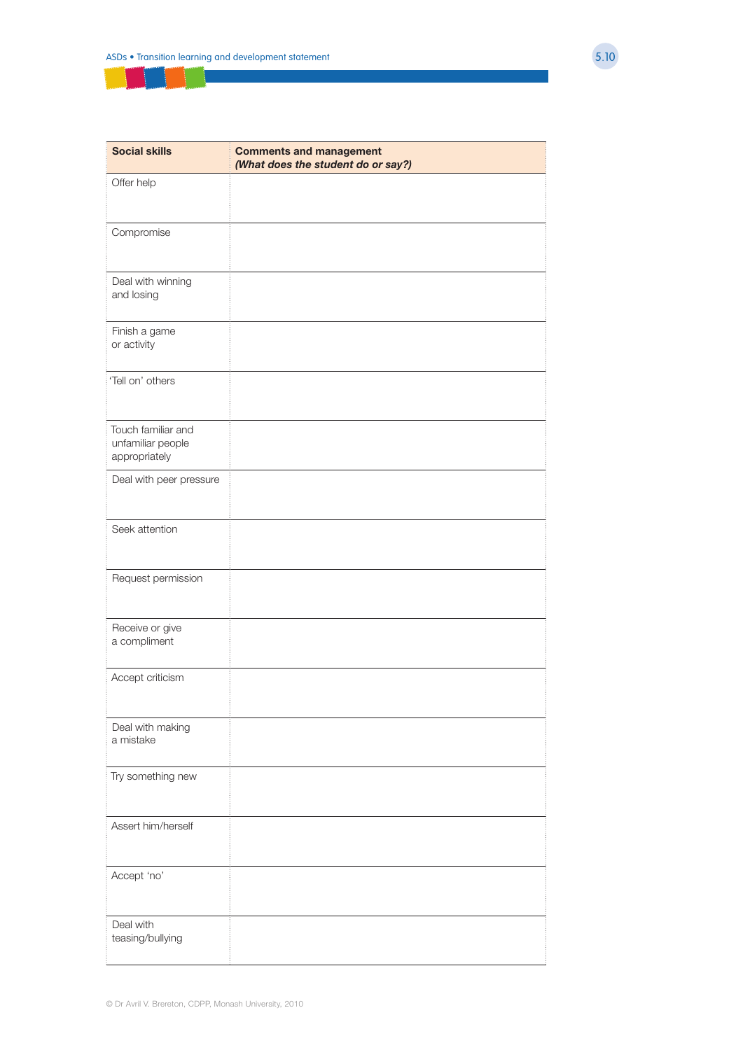| Social skills | Comments and management<br>*(What does the student do or say?)* |
|---|---|
| Offer help | |
| Compromise | |
| Deal with winning and losing | |
| Finish a game or activity | |
| 'Tell on' others | |
| Touch familiar and unfamiliar people appropriately | |
| Deal with peer pressure | |
| Seek attention | |
| Request permission | |
| Receive or give a compliment | |
| Accept criticism | |
| Deal with making a mistake | |
| Try something new | |
| Assert him/herself | |
| Accept 'no' | |
| Deal with teasing/bullying | |

© Dr Avril V. Brereton, CDPP, Monash University, 2010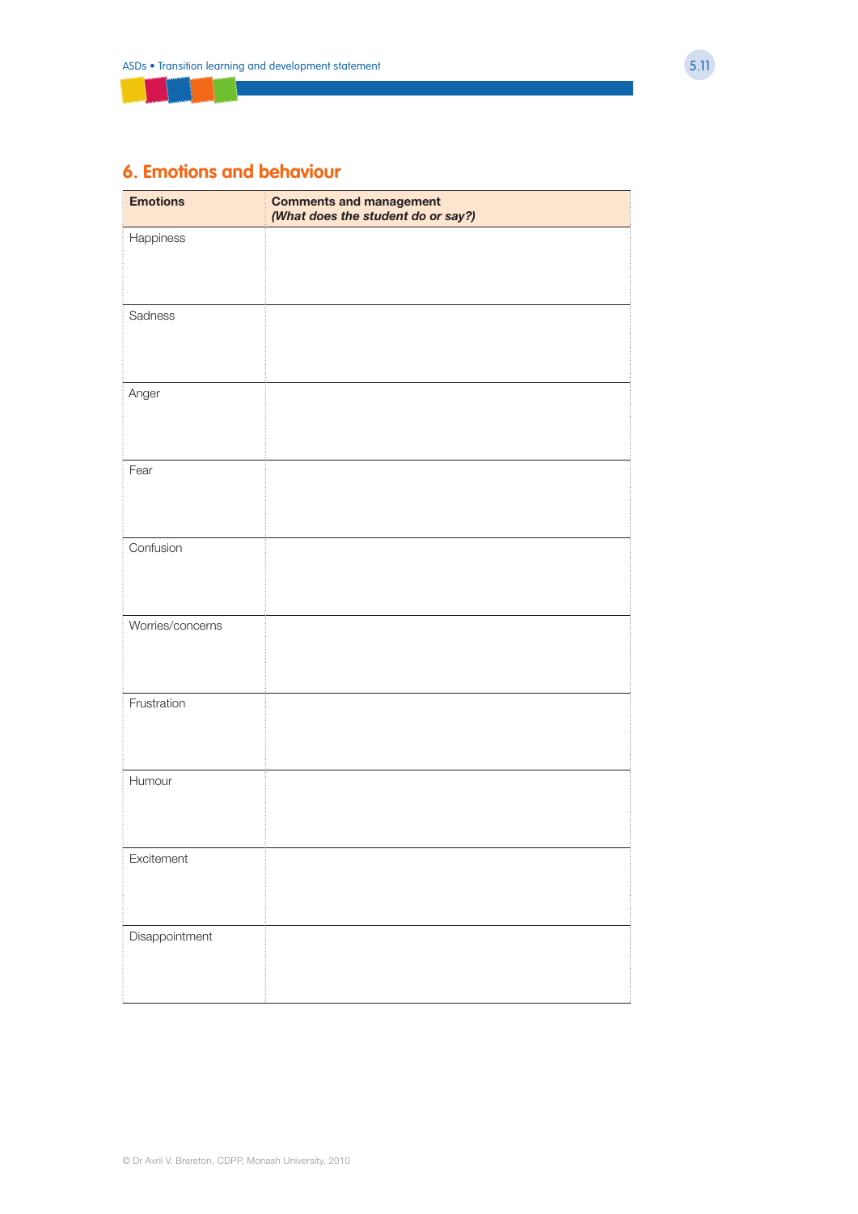## 6. Emotions and behaviour

| **Emotions** | **Comments and management** *(What does the student do or say?)* |
|---|---|
| Happiness | |
| Sadness | |
| Anger | |
| Fear | |
| Confusion | |
| Worries/concerns | |
| Frustration | |
| Humour | |
| Excitement | |
| Disappointment | |

© Dr Avril V. Brereton, CDPP, Monash University, 2010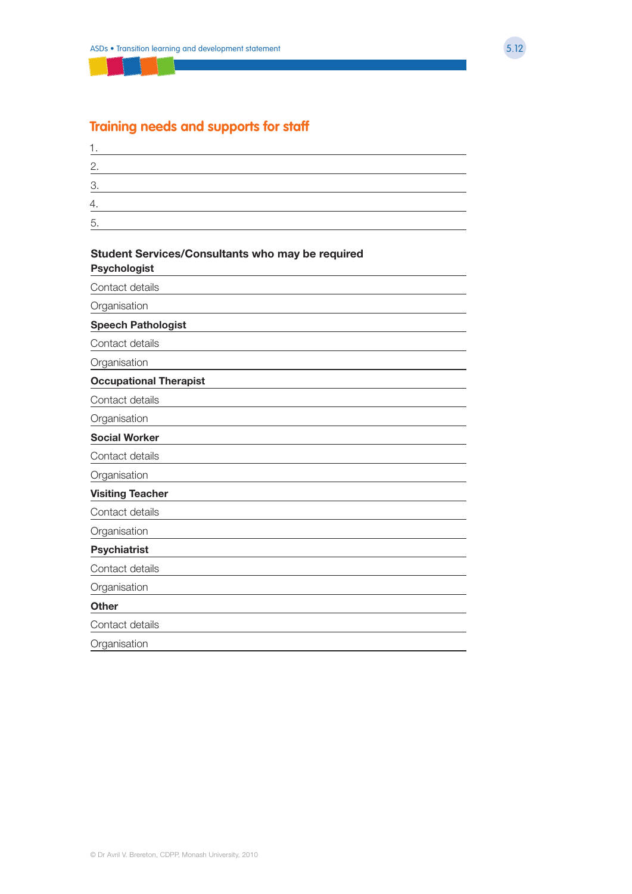## Training needs and supports for staff

1.
2.
3.
4.
5.

**Student Services/Consultants who may be required**

**Psychologist**

Contact details

Organisation

**Speech Pathologist**

Contact details

Organisation

**Occupational Therapist**

Contact details

Organisation

**Social Worker**

Contact details

Organisation

**Visiting Teacher**

Contact details

Organisation

**Psychiatrist**

Contact details

Organisation

**Other**

Contact details

Organisation

© Dr Avril V. Brereton, CDPP, Monash University, 2010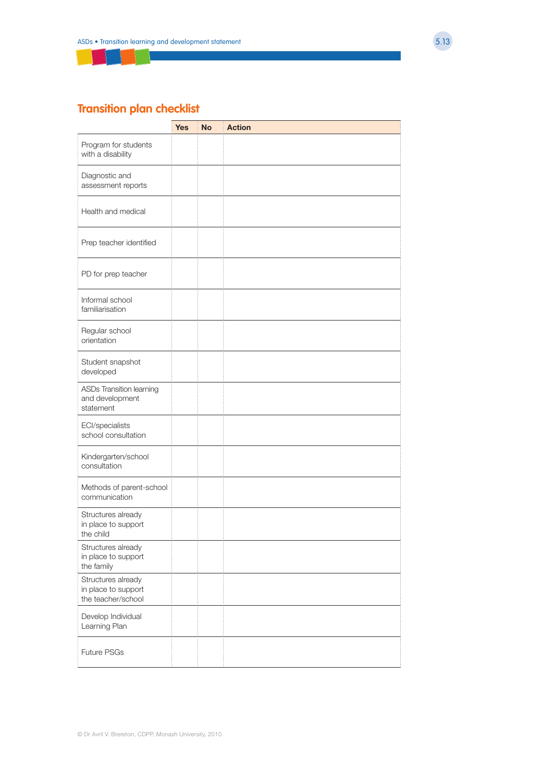## Transition plan checklist

| | Yes | No | Action |
|---|---|---|---|
| Program for students with a disability | | | |
| Diagnostic and assessment reports | | | |
| Health and medical | | | |
| Prep teacher identified | | | |
| PD for prep teacher | | | |
| Informal school familiarisation | | | |
| Regular school orientation | | | |
| Student snapshot developed | | | |
| ASDs Transition learning and development statement | | | |
| ECI/specialists school consultation | | | |
| Kindergarten/school consultation | | | |
| Methods of parent-school communication | | | |
| Structures already in place to support the child | | | |
| Structures already in place to support the family | | | |
| Structures already in place to support the teacher/school | | | |
| Develop Individual Learning Plan | | | |
| Future PSGs | | | |

© Dr Avril V. Brereton, CDPP, Monash University, 2010